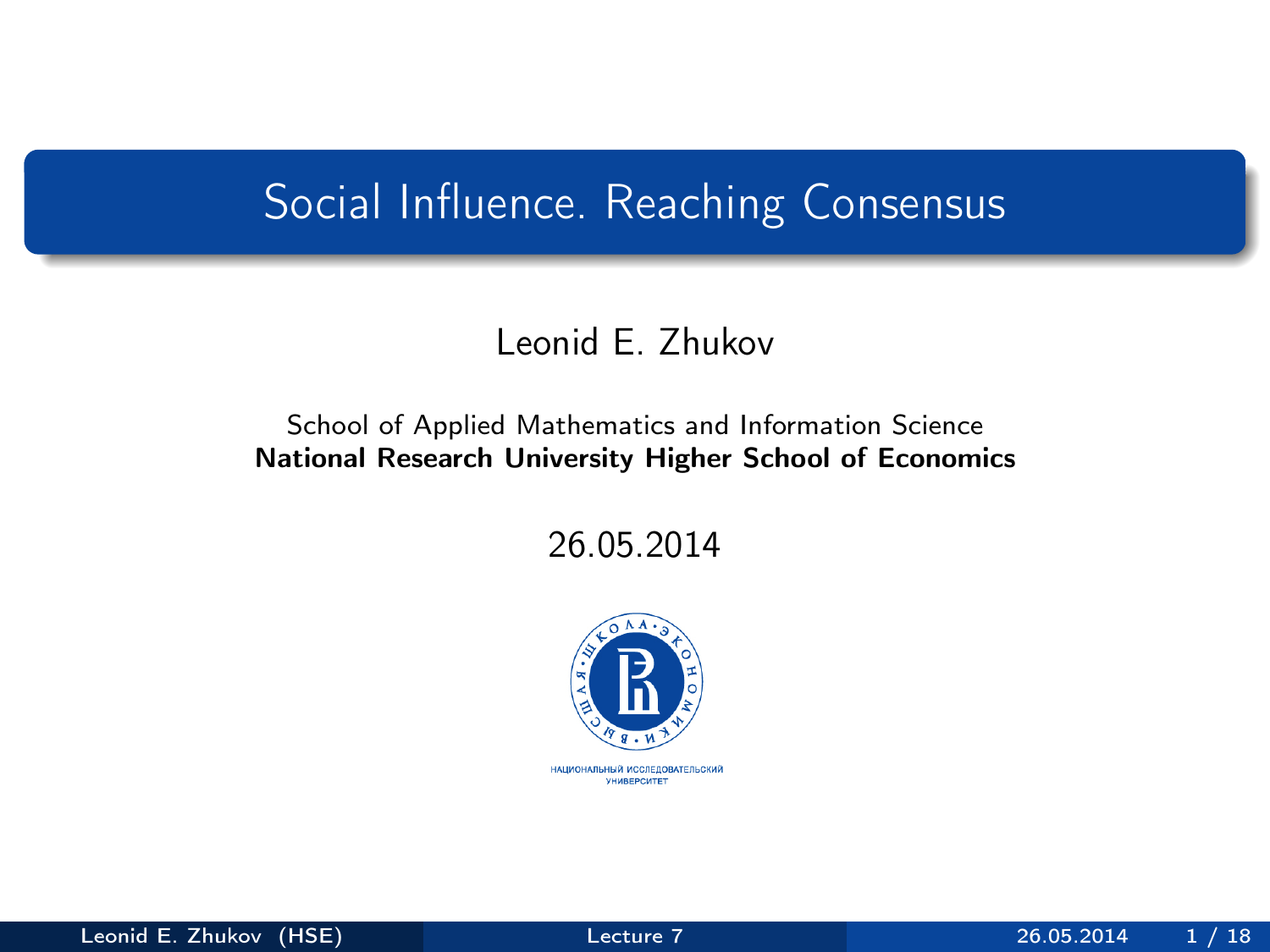# Social Influence. Reaching Consensus

Leonid E. Zhukov

School of Applied Mathematics and Information Science
**National Research University Higher School of Economics**

26.05.2014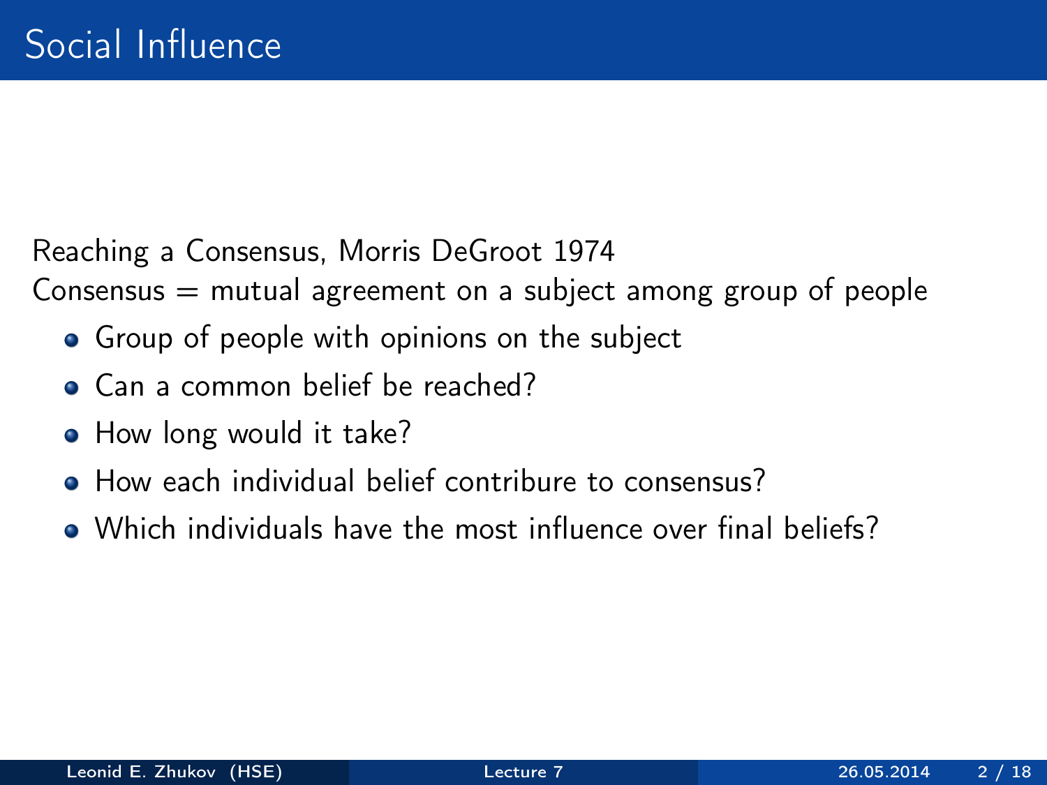# Social Influence

Reaching a Consensus, Morris DeGroot 1974

Consensus = mutual agreement on a subject among group of people

- Group of people with opinions on the subject
- Can a common belief be reached?
- How long would it take?
- How each individual belief contribure to consensus?
- Which individuals have the most influence over final beliefs?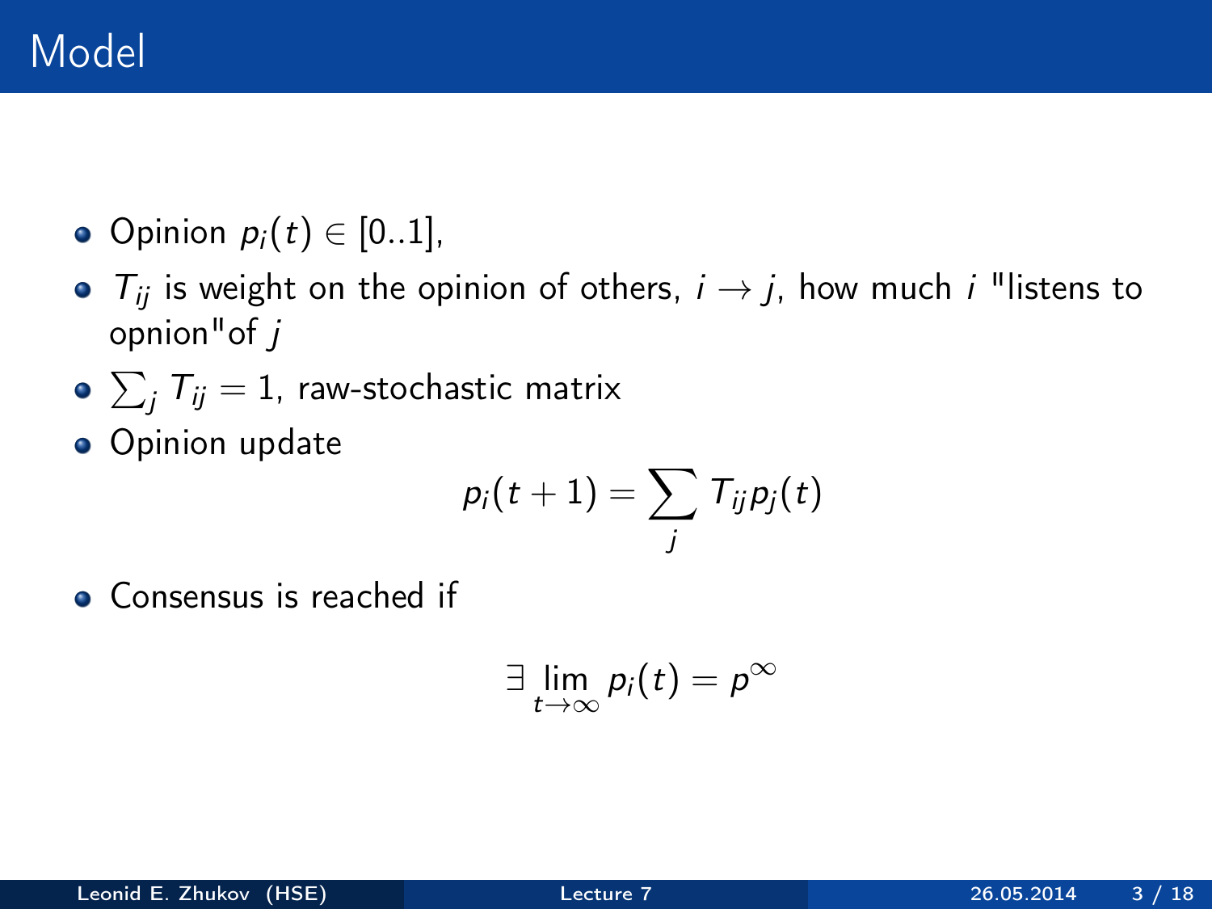# Model

- Opinion $p_i(t) \in [0..1]$,
- $T_{ij}$ is weight on the opinion of others, $i \to j$, how much $i$ "listens to opnion"of $j$
- $\sum_j T_{ij} = 1$, raw-stochastic matrix
- Opinion update

$$p_i(t+1) = \sum_j T_{ij} p_j(t)$$

- Consensus is reached if

$$\exists \lim_{t \to \infty} p_i(t) = p^{\infty}$$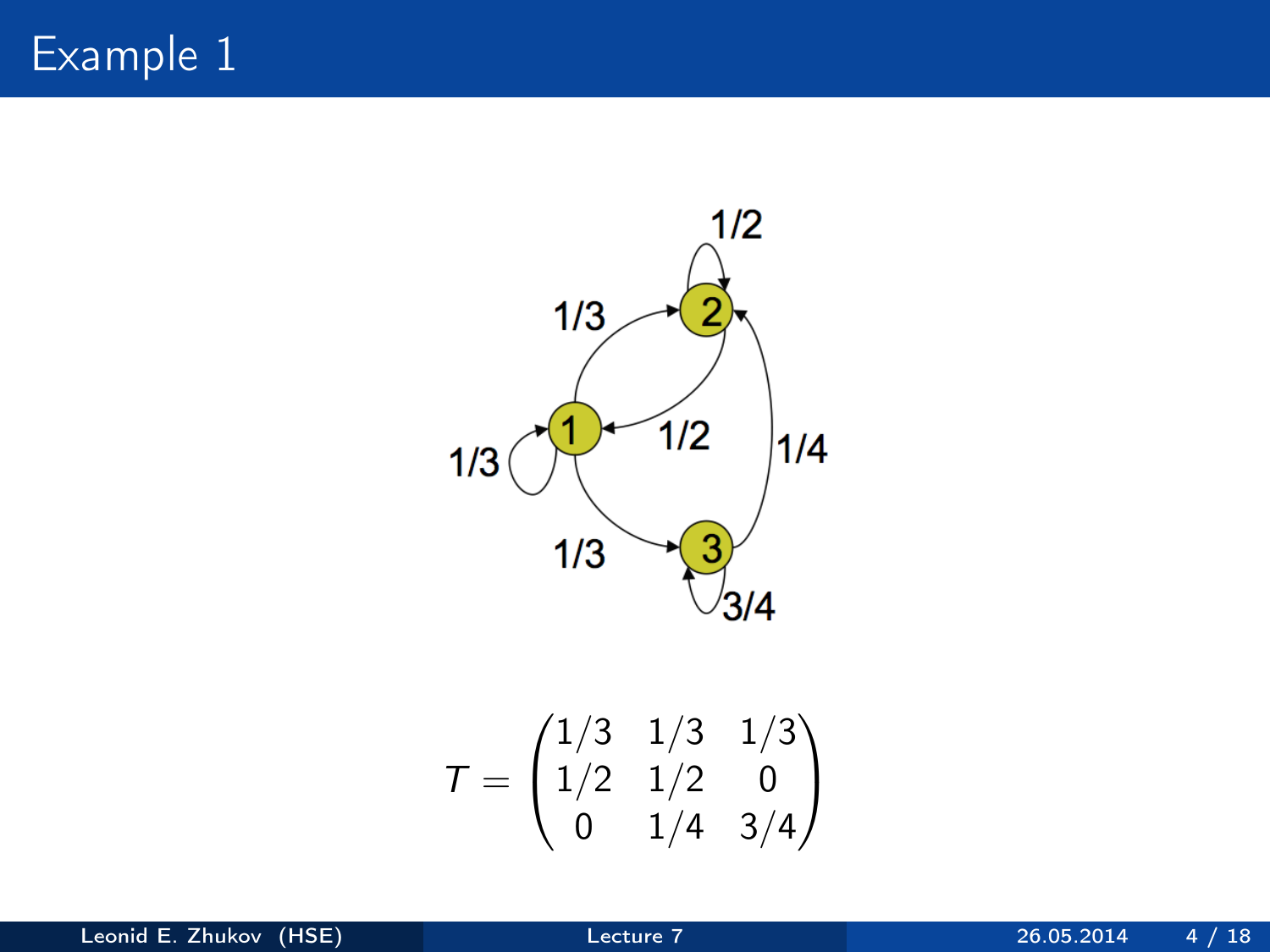# Example 1

$$T = \begin{pmatrix} 1/3 & 1/3 & 1/3 \\ 1/2 & 1/2 & 0 \\ 0 & 1/4 & 3/4 \end{pmatrix}$$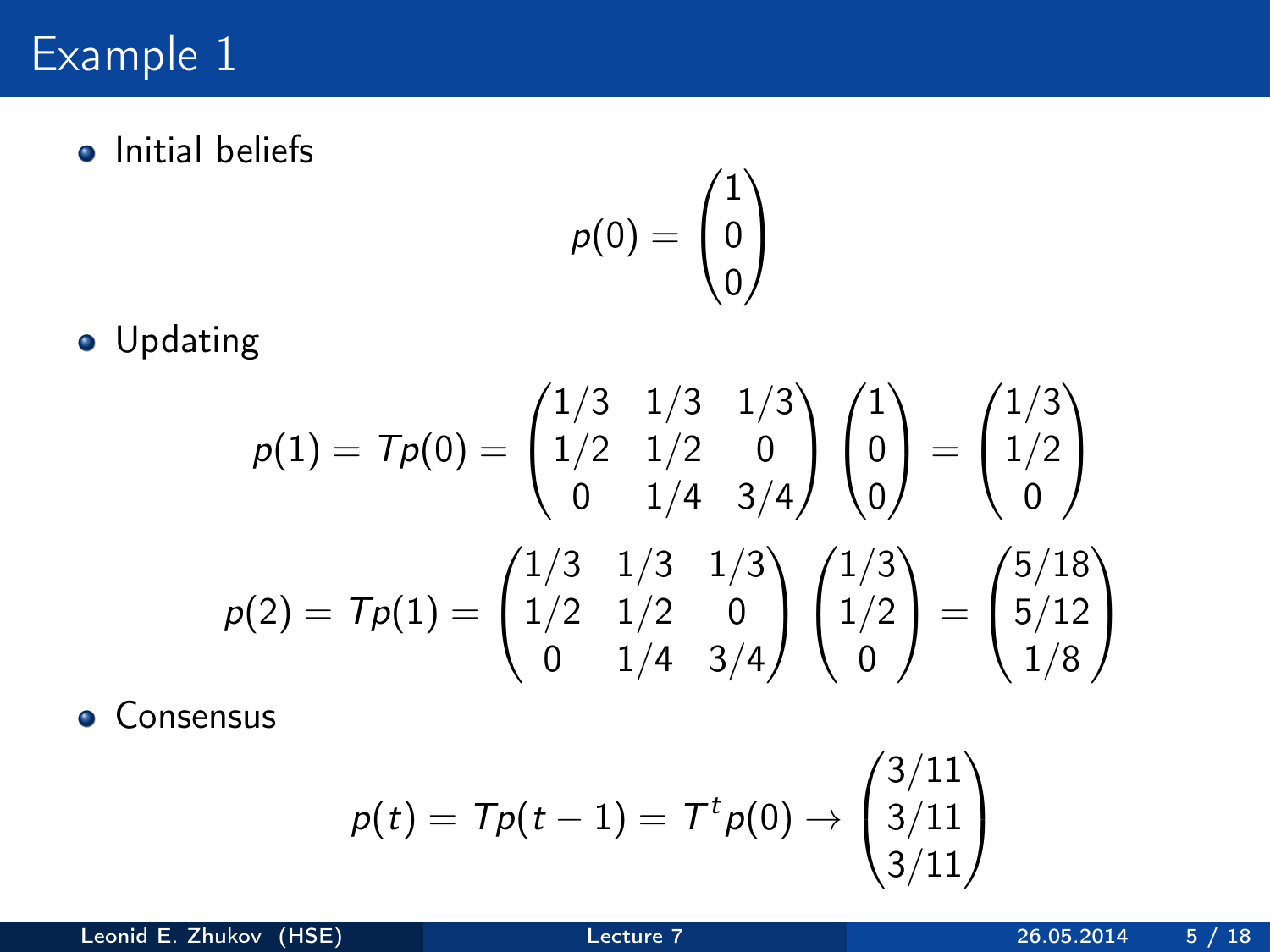# Example 1

- Initial beliefs

$$p(0) = \begin{pmatrix} 1 \\ 0 \\ 0 \end{pmatrix}$$

- Updating

$$p(1) = Tp(0) = \begin{pmatrix} 1/3 & 1/3 & 1/3 \\ 1/2 & 1/2 & 0 \\ 0 & 1/4 & 3/4 \end{pmatrix} \begin{pmatrix} 1 \\ 0 \\ 0 \end{pmatrix} = \begin{pmatrix} 1/3 \\ 1/2 \\ 0 \end{pmatrix}$$

$$p(2) = Tp(1) = \begin{pmatrix} 1/3 & 1/3 & 1/3 \\ 1/2 & 1/2 & 0 \\ 0 & 1/4 & 3/4 \end{pmatrix} \begin{pmatrix} 1/3 \\ 1/2 \\ 0 \end{pmatrix} = \begin{pmatrix} 5/18 \\ 5/12 \\ 1/8 \end{pmatrix}$$

- Consensus

$$p(t) = Tp(t-1) = T^t p(0) \to \begin{pmatrix} 3/11 \\ 3/11 \\ 3/11 \end{pmatrix}$$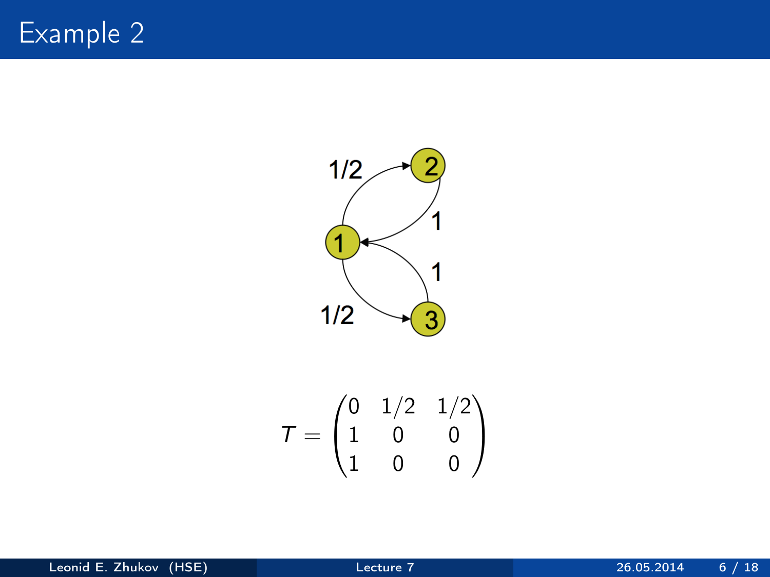# Example 2

$$T = \begin{pmatrix} 0 & 1/2 & 1/2 \\ 1 & 0 & 0 \\ 1 & 0 & 0 \end{pmatrix}$$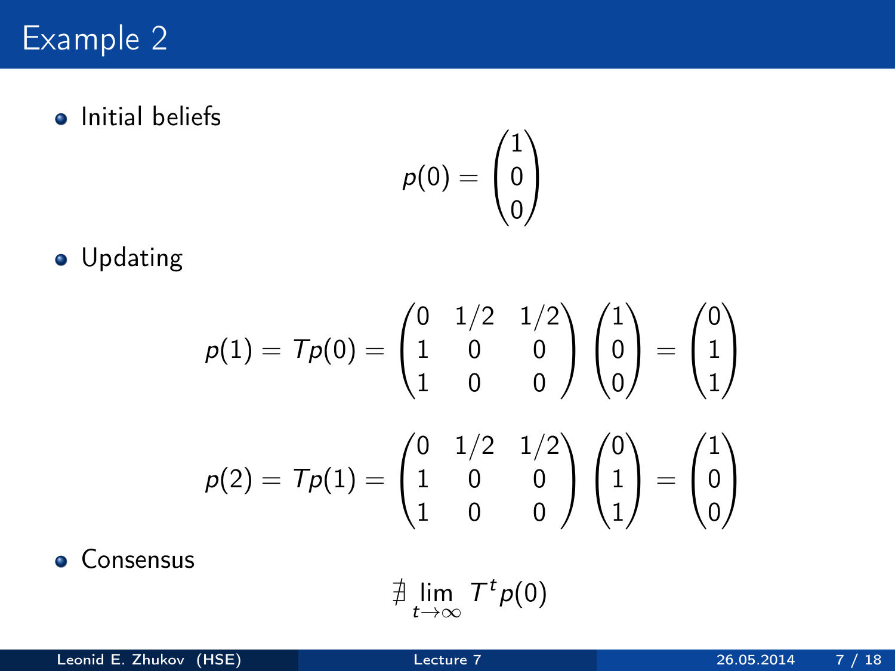# Example 2

- Initial beliefs

$$p(0) = \begin{pmatrix} 1 \\ 0 \\ 0 \end{pmatrix}$$

- Updating

$$p(1) = Tp(0) = \begin{pmatrix} 0 & 1/2 & 1/2 \\ 1 & 0 & 0 \\ 1 & 0 & 0 \end{pmatrix} \begin{pmatrix} 1 \\ 0 \\ 0 \end{pmatrix} = \begin{pmatrix} 0 \\ 1 \\ 1 \end{pmatrix}$$

$$p(2) = Tp(1) = \begin{pmatrix} 0 & 1/2 & 1/2 \\ 1 & 0 & 0 \\ 1 & 0 & 0 \end{pmatrix} \begin{pmatrix} 0 \\ 1 \\ 1 \end{pmatrix} = \begin{pmatrix} 1 \\ 0 \\ 0 \end{pmatrix}$$

- Consensus

$$\nexists \lim_{t \to \infty} T^t p(0)$$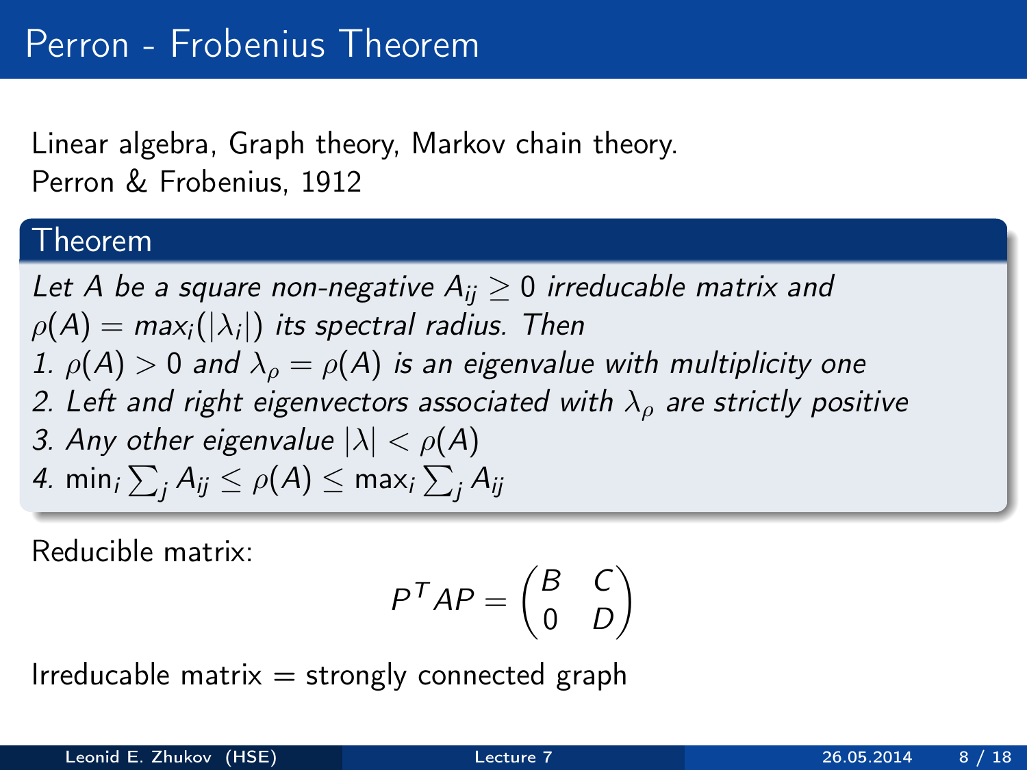# Perron - Frobenius Theorem

Linear algebra, Graph theory, Markov chain theory.
Perron & Frobenius, 1912

### Theorem

*Let $A$ be a square non-negative $A_{ij} \geq 0$ irreducable matrix and $\rho(A) = max_i(|\lambda_i|)$ its spectral radius. Then*

*1. $\rho(A) > 0$ and $\lambda_\rho = \rho(A)$ is an eigenvalue with multiplicity one*

*2. Left and right eigenvectors associated with $\lambda_\rho$ are strictly positive*

*3. Any other eigenvalue $|\lambda| < \rho(A)$*

*4. $\min_i \sum_j A_{ij} \leq \rho(A) \leq \max_i \sum_j A_{ij}$*

Reducible matrix:

$$P^T A P = \begin{pmatrix} B & C \\ 0 & D \end{pmatrix}$$

Irreducable matrix = strongly connected graph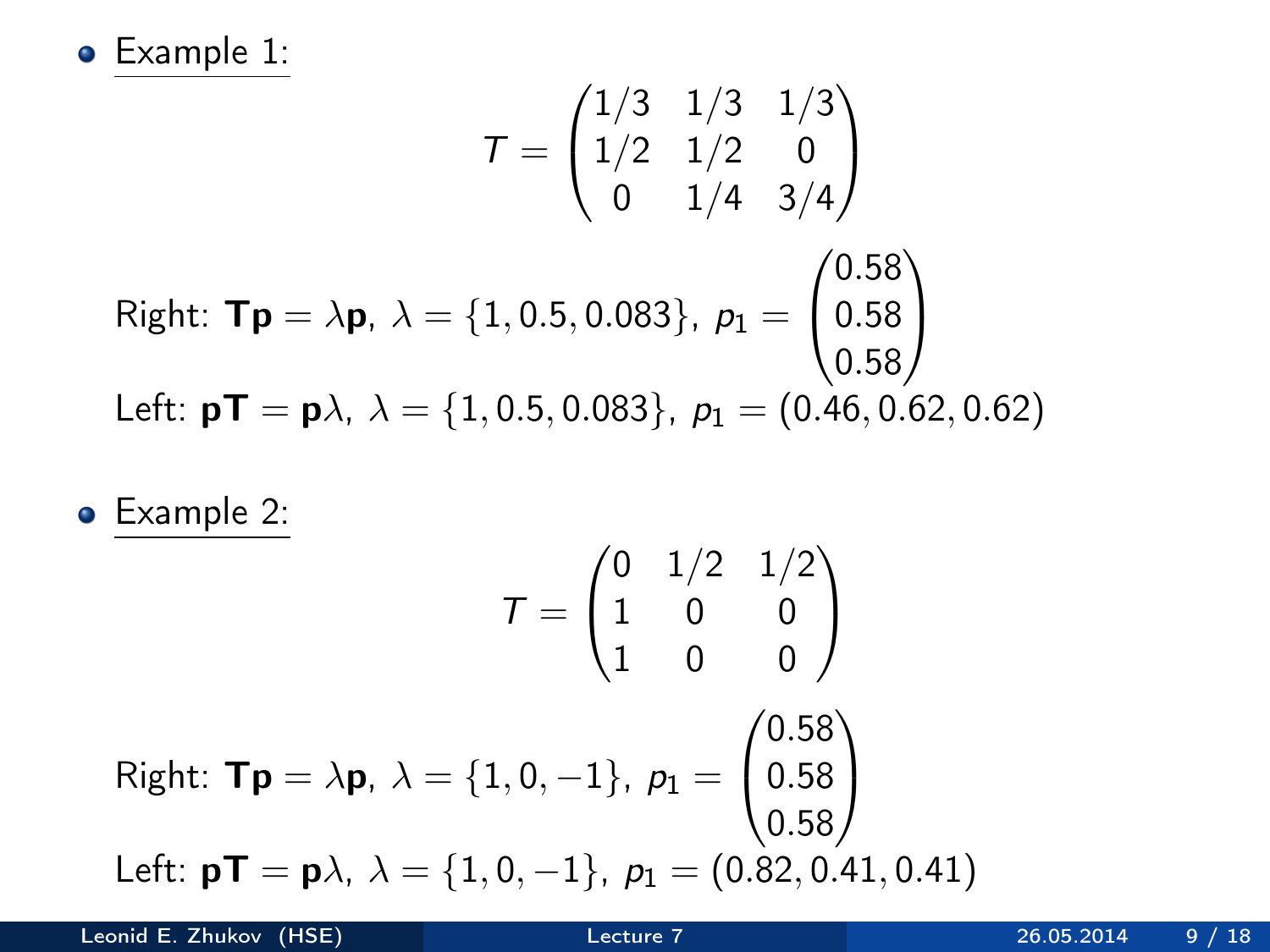- Example 1:

$$T = \begin{pmatrix} 1/3 & 1/3 & 1/3 \\ 1/2 & 1/2 & 0 \\ 0 & 1/4 & 3/4 \end{pmatrix}$$

Right: $\mathbf{Tp} = \lambda \mathbf{p}$, $\lambda = \{1, 0.5, 0.083\}$, $p_1 = \begin{pmatrix} 0.58 \\ 0.58 \\ 0.58 \end{pmatrix}$

Left: $\mathbf{pT} = \mathbf{p}\lambda$, $\lambda = \{1, 0.5, 0.083\}$, $p_1 = (0.46, 0.62, 0.62)$

- Example 2:

$$T = \begin{pmatrix} 0 & 1/2 & 1/2 \\ 1 & 0 & 0 \\ 1 & 0 & 0 \end{pmatrix}$$

Right: $\mathbf{Tp} = \lambda \mathbf{p}$, $\lambda = \{1, 0, -1\}$, $p_1 = \begin{pmatrix} 0.58 \\ 0.58 \\ 0.58 \end{pmatrix}$

Left: $\mathbf{pT} = \mathbf{p}\lambda$, $\lambda = \{1, 0, -1\}$, $p_1 = (0.82, 0.41, 0.41)$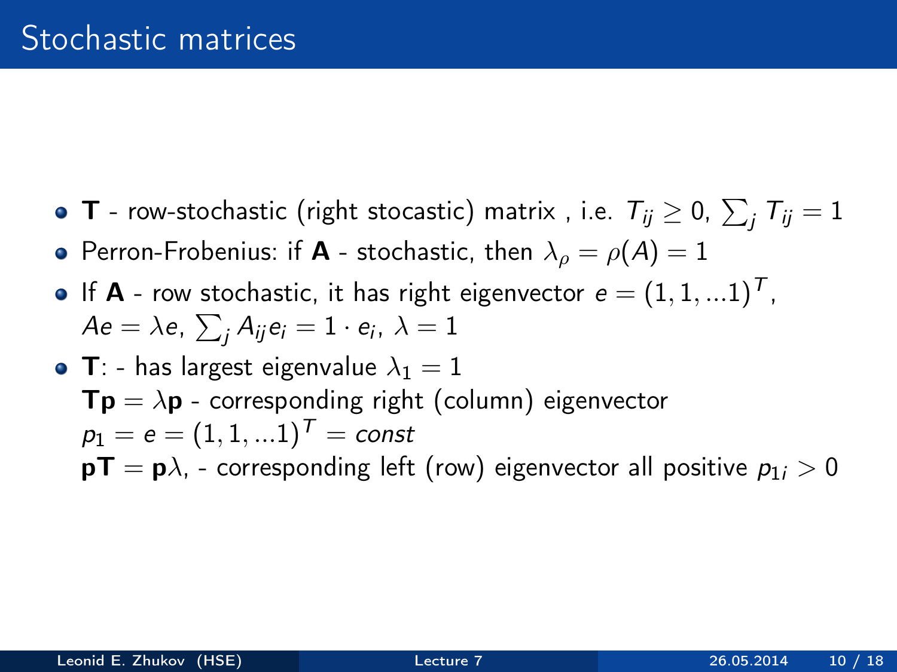# Stochastic matrices

- **T** - row-stochastic (right stocastic) matrix , i.e. $T_{ij} \geq 0$, $\sum_j T_{ij} = 1$
- Perron-Frobenius: if **A** - stochastic, then $\lambda_\rho = \rho(A) = 1$
- If **A** - row stochastic, it has right eigenvector $e = (1, 1, ...1)^T$,
  $Ae = \lambda e$, $\sum_j A_{ij} e_i = 1 \cdot e_i$, $\lambda = 1$
- **T**: - has largest eigenvalue $\lambda_1 = 1$
  $\mathbf{Tp} = \lambda \mathbf{p}$ - corresponding right (column) eigenvector
  $p_1 = e = (1, 1, ...1)^T = const$
  $\mathbf{pT} = \mathbf{p}\lambda$, - corresponding left (row) eigenvector all positive $p_{1i} > 0$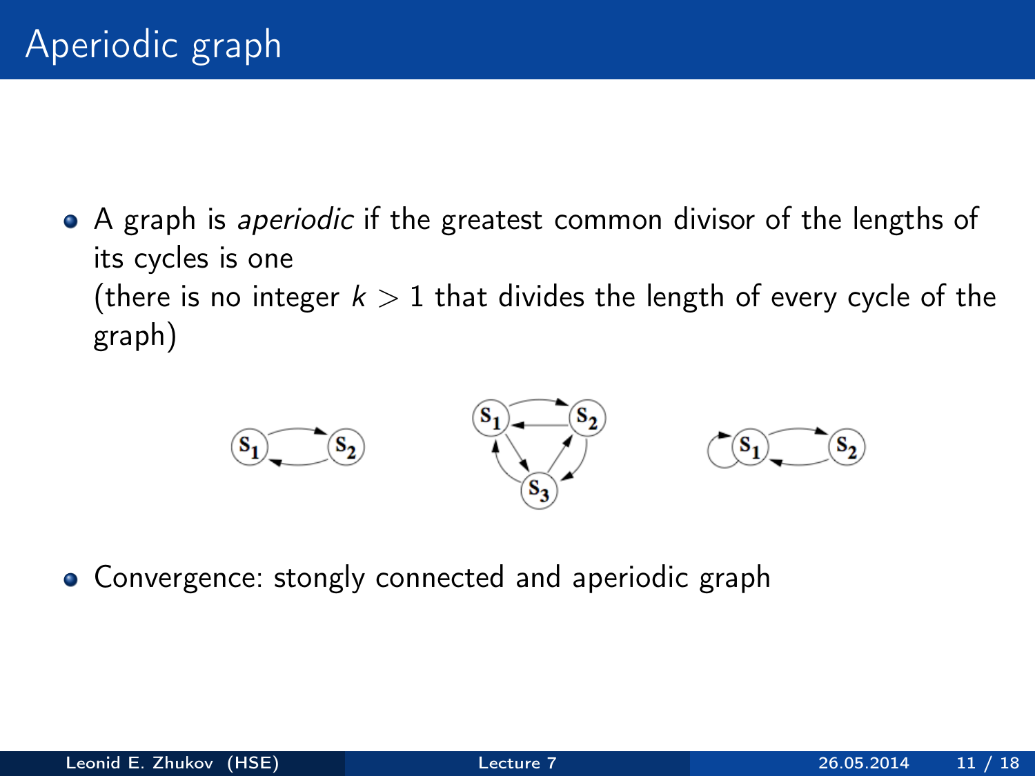# Aperiodic graph

- A graph is *aperiodic* if the greatest common divisor of the lengths of its cycles is one
  (there is no integer $k > 1$ that divides the length of every cycle of the graph)

- Convergence: stongly connected and aperiodic graph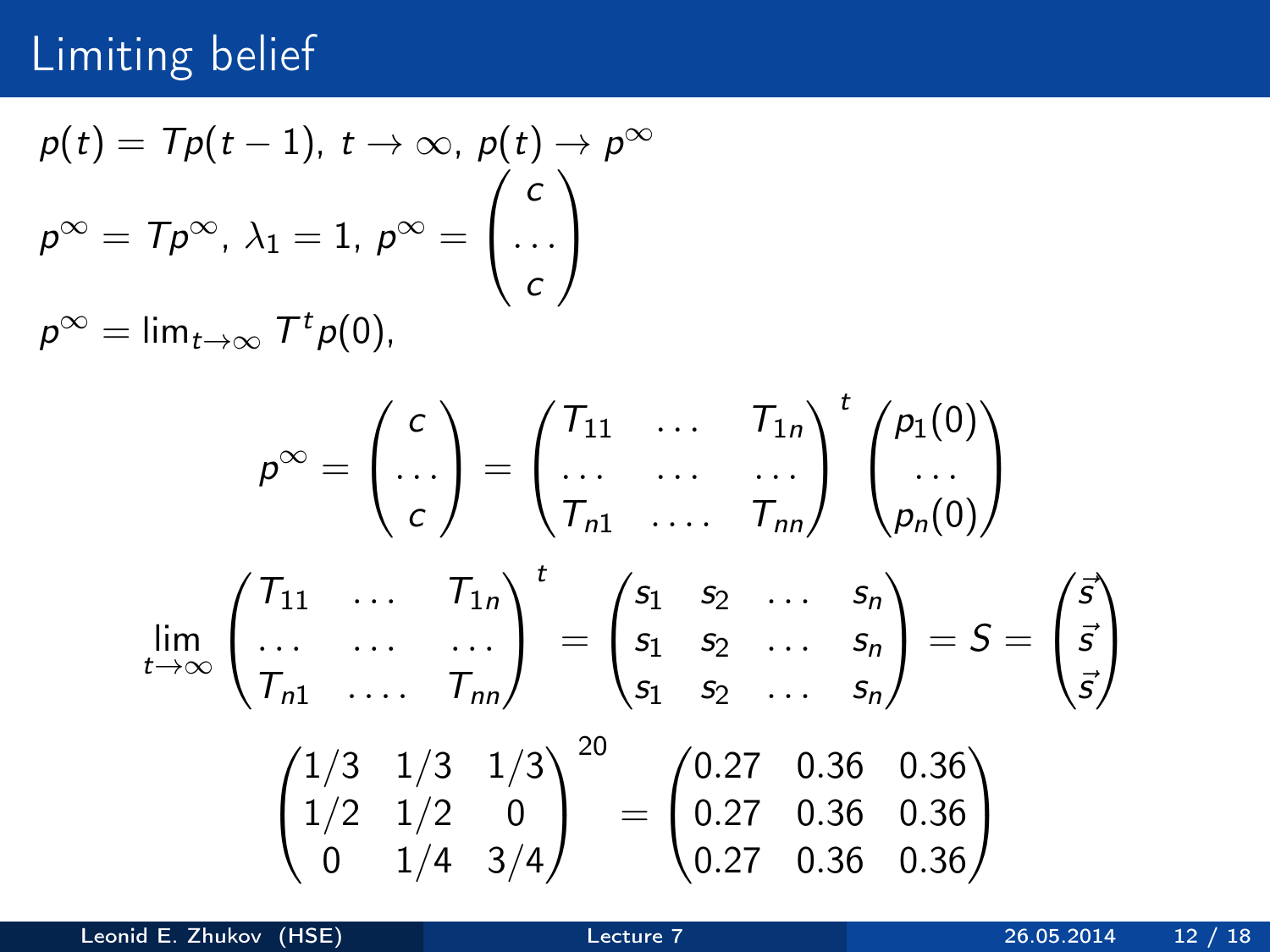# Limiting belief

$p(t) = Tp(t-1)$, $t \to \infty$, $p(t) \to p^{\infty}$

$p^{\infty} = Tp^{\infty}$, $\lambda_1 = 1$, $p^{\infty} = \begin{pmatrix} c \\ \dots \\ c \end{pmatrix}$

$p^{\infty} = \lim_{t\to\infty} T^t p(0)$,

$$p^{\infty} = \begin{pmatrix} c \\ \dots \\ c \end{pmatrix} = \begin{pmatrix} T_{11} & \dots & T_{1n} \\ \dots & \dots & \dots \\ T_{n1} & \dots. & T_{nn} \end{pmatrix}^t \begin{pmatrix} p_1(0) \\ \dots \\ p_n(0) \end{pmatrix}$$

$$\lim_{t\to\infty} \begin{pmatrix} T_{11} & \dots & T_{1n} \\ \dots & \dots & \dots \\ T_{n1} & \dots. & T_{nn} \end{pmatrix}^t = \begin{pmatrix} s_1 & s_2 & \dots & s_n \\ s_1 & s_2 & \dots & s_n \\ s_1 & s_2 & \dots & s_n \end{pmatrix} = S = \begin{pmatrix} \vec{s} \\ \vec{s} \\ \vec{s} \end{pmatrix}$$

$$\begin{pmatrix} 1/3 & 1/3 & 1/3 \\ 1/2 & 1/2 & 0 \\ 0 & 1/4 & 3/4 \end{pmatrix}^{20} = \begin{pmatrix} 0.27 & 0.36 & 0.36 \\ 0.27 & 0.36 & 0.36 \\ 0.27 & 0.36 & 0.36 \end{pmatrix}$$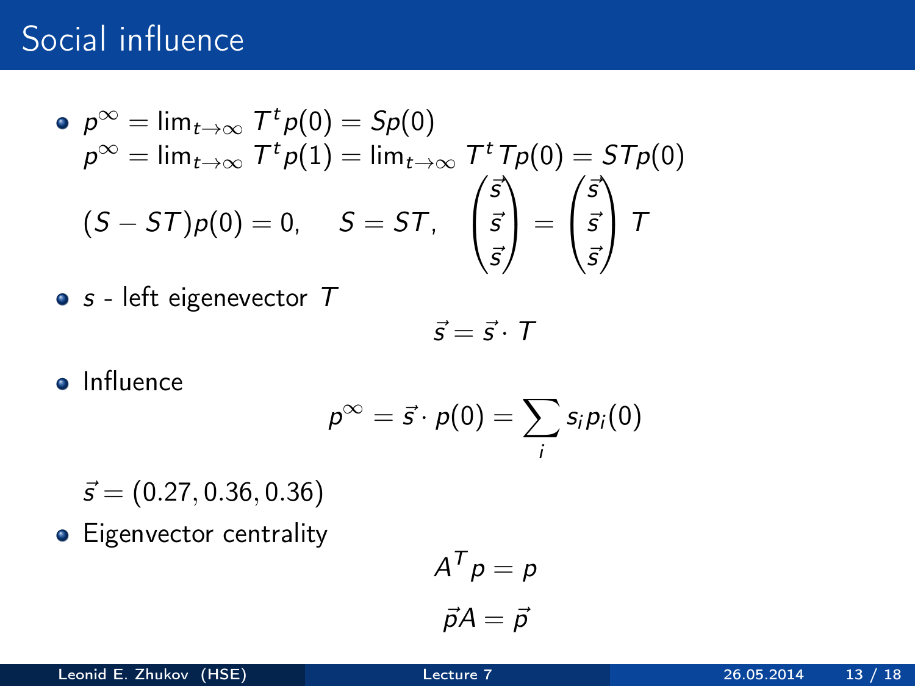# Social influence

- $p^{\infty} = \lim_{t\to\infty} T^t p(0) = Sp(0)$
  $p^{\infty} = \lim_{t\to\infty} T^t p(1) = \lim_{t\to\infty} T^t T p(0) = STp(0)$
  $$(S - ST)p(0) = 0, \quad S = ST, \quad \begin{pmatrix} \vec{s} \\ \vec{s} \\ \vec{s} \end{pmatrix} = \begin{pmatrix} \vec{s} \\ \vec{s} \\ \vec{s} \end{pmatrix} T$$

- $s$ - left eigenevector $T$
  $$\vec{s} = \vec{s} \cdot T$$

- Influence
  $$p^{\infty} = \vec{s} \cdot p(0) = \sum_i s_i p_i(0)$$

  $\vec{s} = (0.27, 0.36, 0.36)$

- Eigenvector centrality
  $$A^T p = p$$
  $$\vec{p}A = \vec{p}$$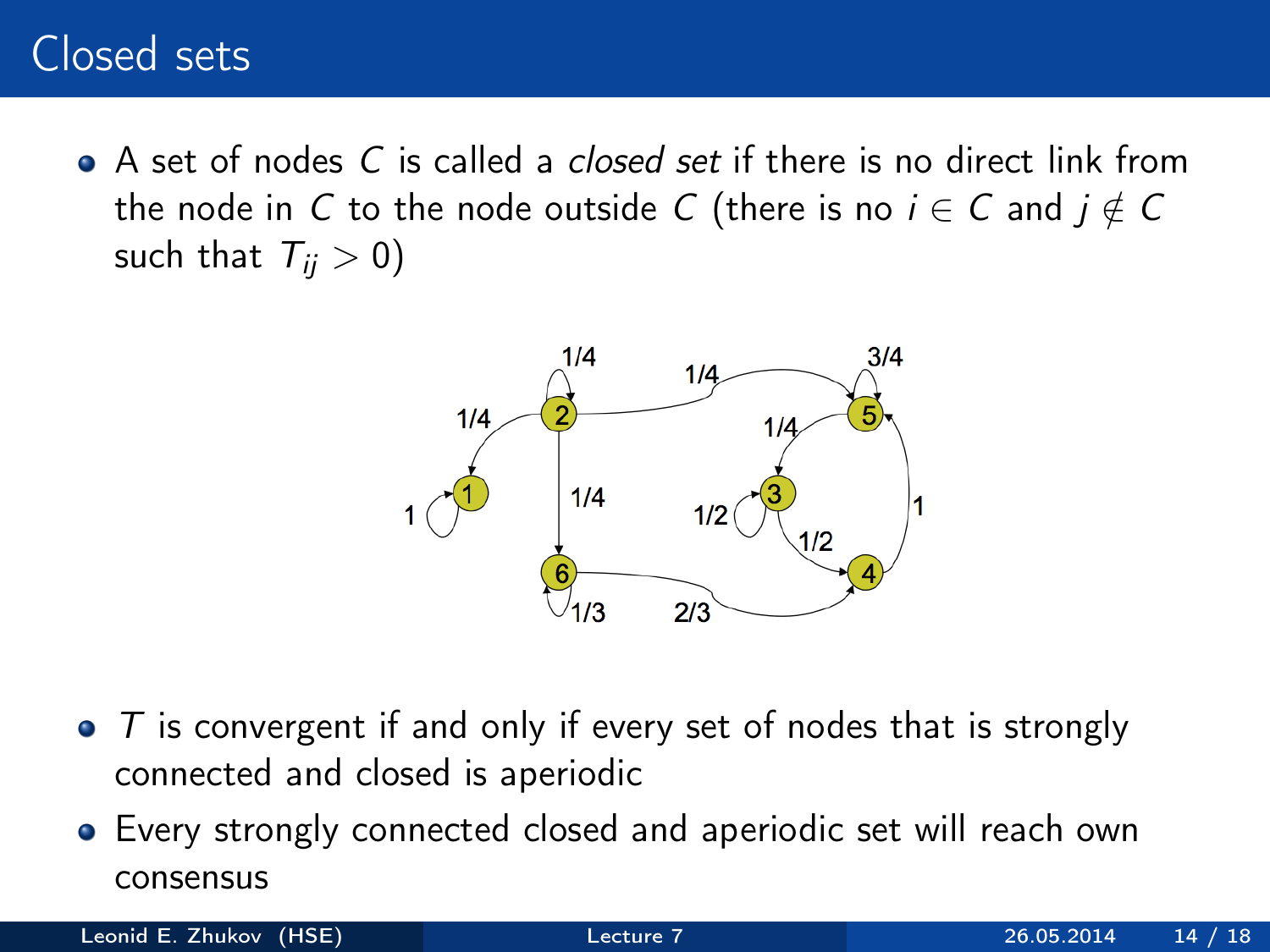# Closed sets

- A set of nodes $C$ is called a *closed set* if there is no direct link from the node in $C$ to the node outside $C$ (there is no $i \in C$ and $j \notin C$ such that $T_{ij} > 0$)

- $T$ is convergent if and only if every set of nodes that is strongly connected and closed is aperiodic
- Every strongly connected closed and aperiodic set will reach own consensus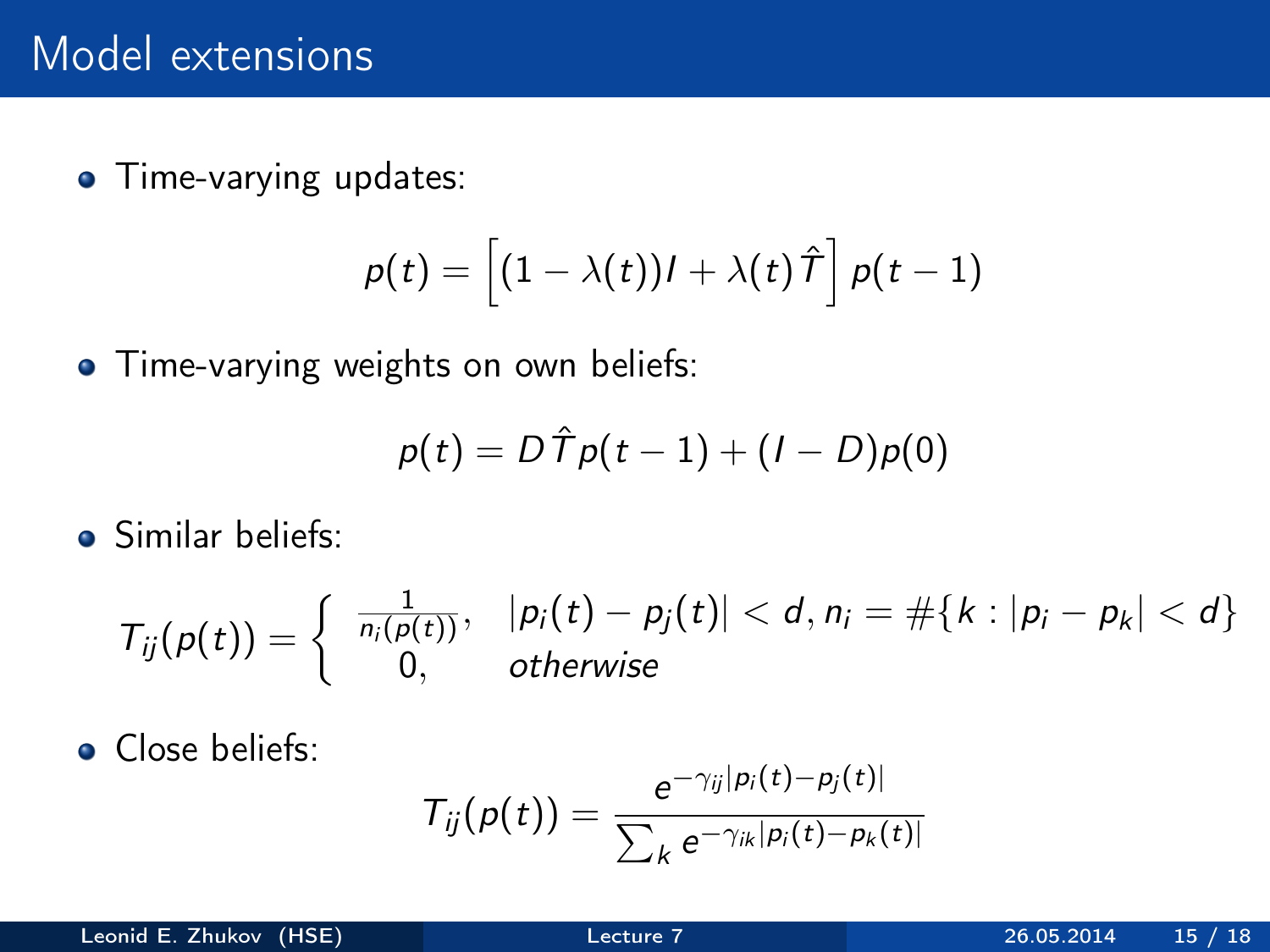# Model extensions

- Time-varying updates:

$$p(t) = \left[(1 - \lambda(t))I + \lambda(t)\hat{T}\right] p(t-1)$$

- Time-varying weights on own beliefs:

$$p(t) = D\hat{T}p(t-1) + (I - D)p(0)$$

- Similar beliefs:

$$T_{ij}(p(t)) = \begin{cases} \frac{1}{n_i(p(t))}, & |p_i(t) - p_j(t)| < d, n_i = \#\{k : |p_i - p_k| < d\} \\ 0, & otherwise \end{cases}$$

- Close beliefs:

$$T_{ij}(p(t)) = \frac{e^{-\gamma_{ij}|p_i(t) - p_j(t)|}}{\sum_k e^{-\gamma_{ik}|p_i(t) - p_k(t)|}}$$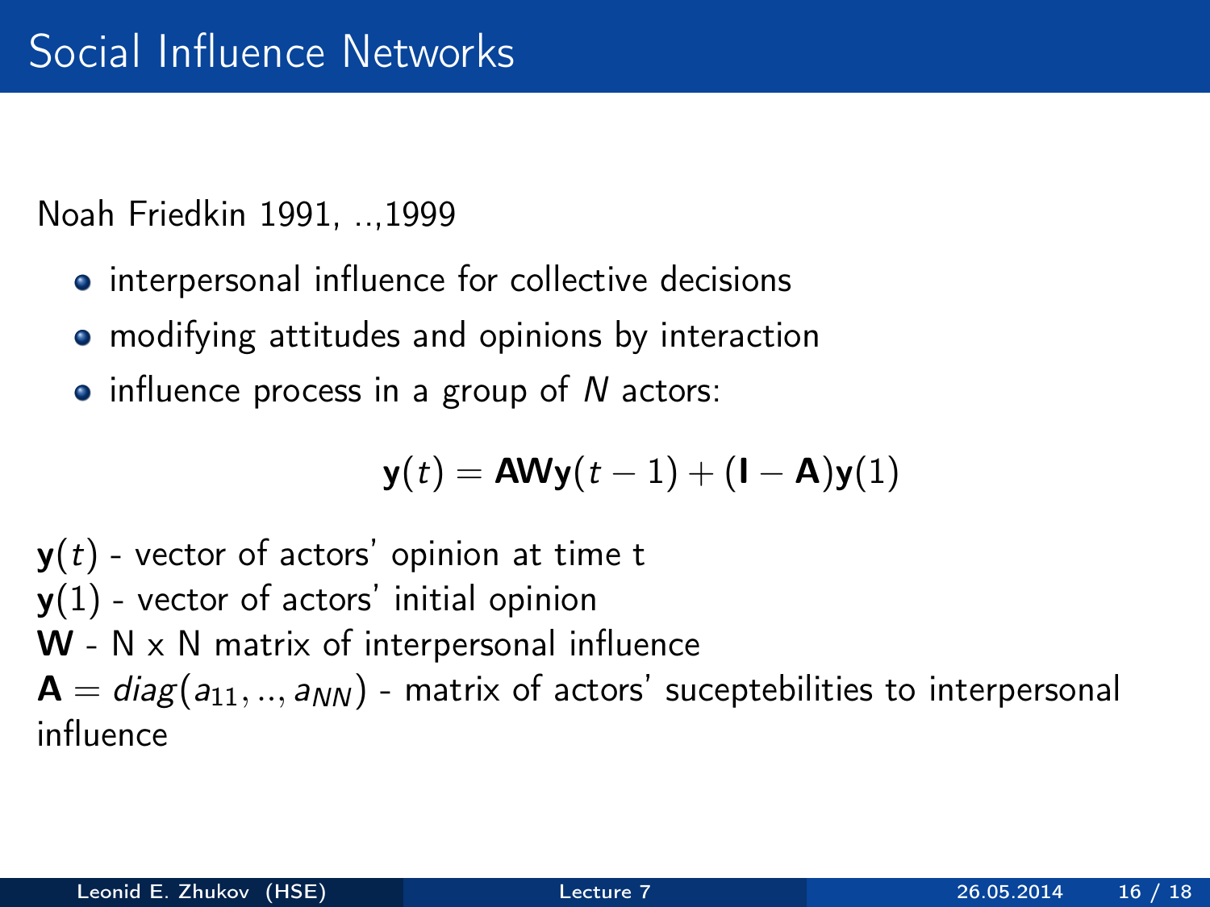# Social Influence Networks

Noah Friedkin 1991, ..,1999

- interpersonal influence for collective decisions
- modifying attitudes and opinions by interaction
- influence process in a group of $N$ actors:

$$\mathbf{y}(t) = \mathbf{AWy}(t-1) + (\mathbf{I} - \mathbf{A})\mathbf{y}(1)$$

$\mathbf{y}(t)$ - vector of actors' opinion at time t
$\mathbf{y}(1)$ - vector of actors' initial opinion
$\mathbf{W}$ - N x N matrix of interpersonal influence
$\mathbf{A} = diag(a_{11}, .., a_{NN})$ - matrix of actors' suceptebilities to interpersonal influence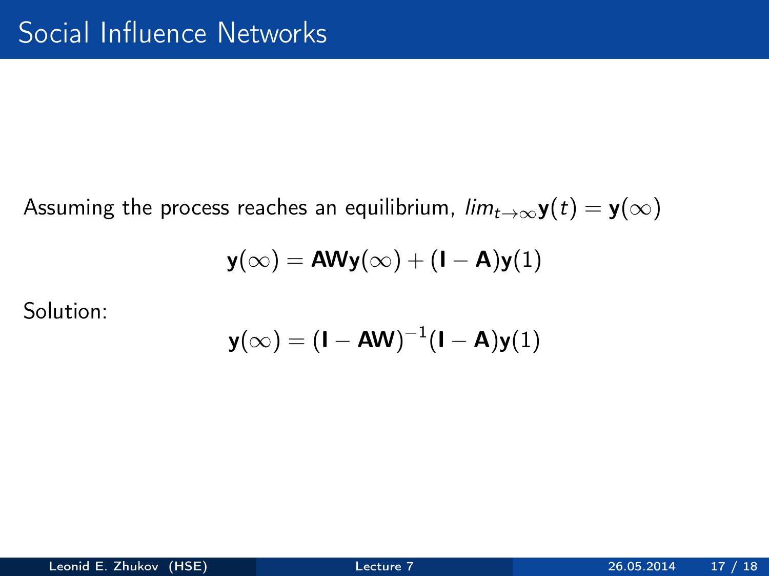# Social Influence Networks

Assuming the process reaches an equilibrium, $lim_{t \to \infty} \mathbf{y}(t) = \mathbf{y}(\infty)$

$$\mathbf{y}(\infty) = \mathbf{AWy}(\infty) + (\mathbf{I} - \mathbf{A})\mathbf{y}(1)$$

Solution:

$$\mathbf{y}(\infty) = (\mathbf{I} - \mathbf{AW})^{-1}(\mathbf{I} - \mathbf{A})\mathbf{y}(1)$$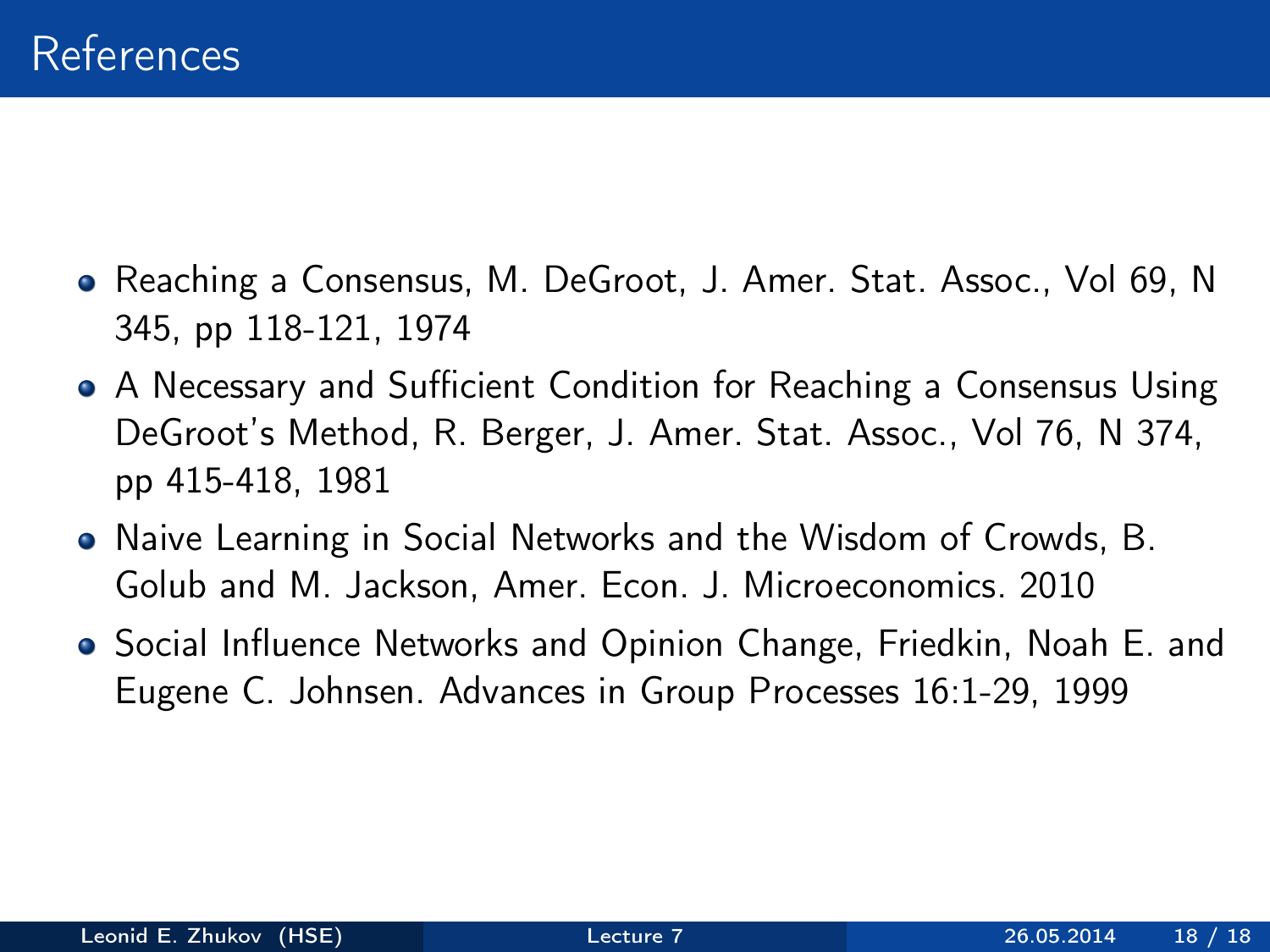# References

- Reaching a Consensus, M. DeGroot, J. Amer. Stat. Assoc., Vol 69, N 345, pp 118-121, 1974
- A Necessary and Sufficient Condition for Reaching a Consensus Using DeGroot's Method, R. Berger, J. Amer. Stat. Assoc., Vol 76, N 374, pp 415-418, 1981
- Naive Learning in Social Networks and the Wisdom of Crowds, B. Golub and M. Jackson, Amer. Econ. J. Microeconomics. 2010
- Social Influence Networks and Opinion Change, Friedkin, Noah E. and Eugene C. Johnsen. Advances in Group Processes 16:1-29, 1999